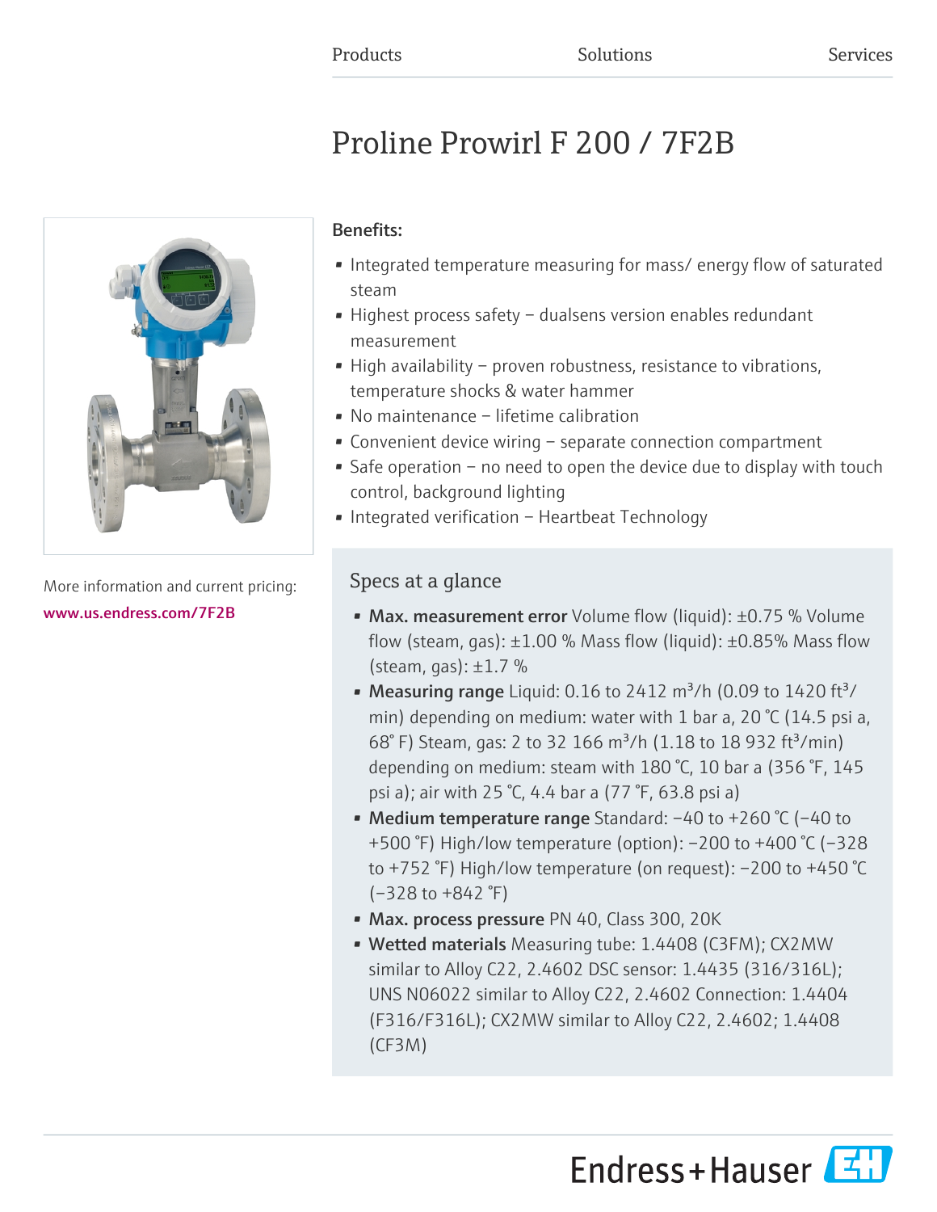Products Solutions Services

# Proline Prowirl F 200 / 7F2B

**Benefits:**

- Integrated temperature measuring for mass/ energy flow of saturated steam
- Highest process safety – dualsens version enables redundant measurement
- High availability – proven robustness, resistance to vibrations, temperature shocks & water hammer
- No maintenance – lifetime calibration
- Convenient device wiring – separate connection compartment
- Safe operation – no need to open the device due to display with touch control, background lighting
- Integrated verification – Heartbeat Technology

More information and current pricing:
www.us.endress.com/7F2B

## Specs at a glance

- **Max. measurement error** Volume flow (liquid): ±0.75 % Volume flow (steam, gas): ±1.00 % Mass flow (liquid): ±0.85% Mass flow (steam, gas): ±1.7 %
- **Measuring range** Liquid: 0.16 to 2412 $m^3/h$ (0.09 to 1420 $ft^3/min$) depending on medium: water with 1 bar a, 20 °C (14.5 psi a, 68° F) Steam, gas: 2 to 32 166 $m^3/h$ (1.18 to 18 932 $ft^3/min$) depending on medium: steam with 180 °C, 10 bar a (356 °F, 145 psi a); air with 25 °C, 4.4 bar a (77 °F, 63.8 psi a)
- **Medium temperature range** Standard: −40 to +260 °C (−40 to +500 °F) High/low temperature (option): −200 to +400 °C (−328 to +752 °F) High/low temperature (on request): −200 to +450 °C (−328 to +842 °F)
- **Max. process pressure** PN 40, Class 300, 20K
- **Wetted materials** Measuring tube: 1.4408 (C3FM); CX2MW similar to Alloy C22, 2.4602 DSC sensor: 1.4435 (316/316L); UNS N06022 similar to Alloy C22, 2.4602 Connection: 1.4404 (F316/F316L); CX2MW similar to Alloy C22, 2.4602; 1.4408 (CF3M)

Endress+Hauser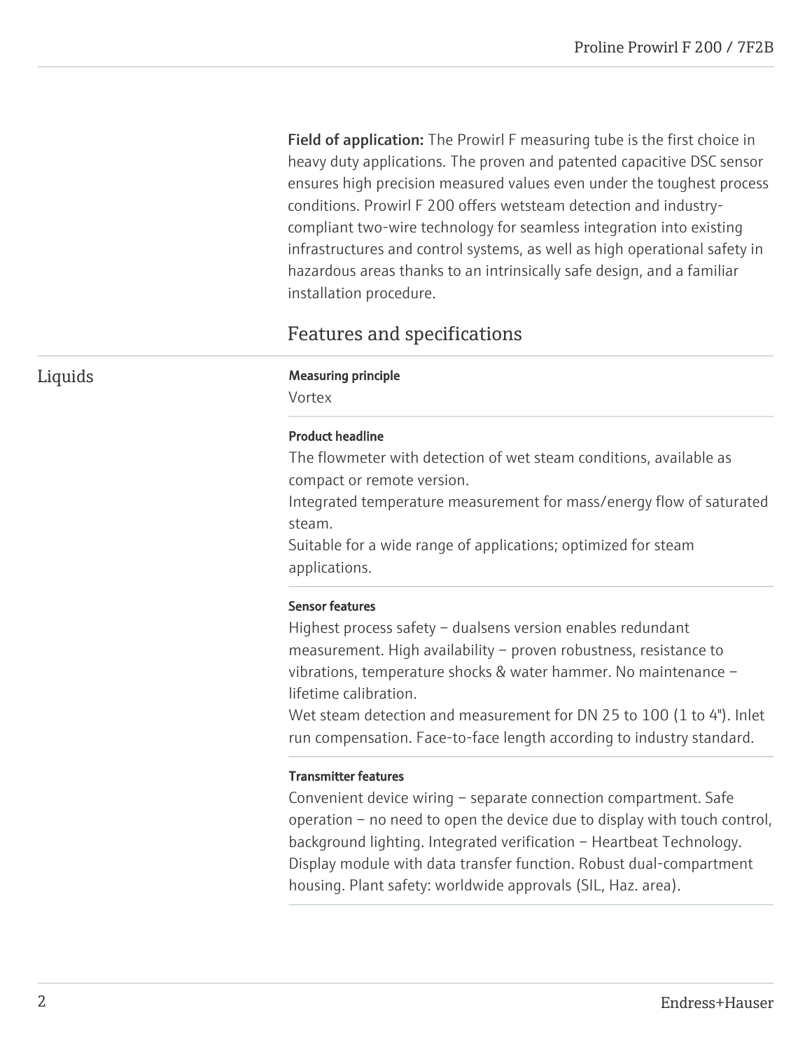**Field of application:** The Prowirl F measuring tube is the first choice in heavy duty applications. The proven and patented capacitive DSC sensor ensures high precision measured values even under the toughest process conditions. Prowirl F 200 offers wetsteam detection and industry-compliant two-wire technology for seamless integration into existing infrastructures and control systems, as well as high operational safety in hazardous areas thanks to an intrinsically safe design, and a familiar installation procedure.

## Features and specifications

### Liquids

**Measuring principle**

Vortex

**Product headline**

The flowmeter with detection of wet steam conditions, available as compact or remote version.
Integrated temperature measurement for mass/energy flow of saturated steam.
Suitable for a wide range of applications; optimized for steam applications.

**Sensor features**

Highest process safety – dualsens version enables redundant measurement. High availability – proven robustness, resistance to vibrations, temperature shocks & water hammer. No maintenance – lifetime calibration.
Wet steam detection and measurement for DN 25 to 100 (1 to 4"). Inlet run compensation. Face-to-face length according to industry standard.

**Transmitter features**

Convenient device wiring – separate connection compartment. Safe operation – no need to open the device due to display with touch control, background lighting. Integrated verification – Heartbeat Technology. Display module with data transfer function. Robust dual-compartment housing. Plant safety: worldwide approvals (SIL, Haz. area).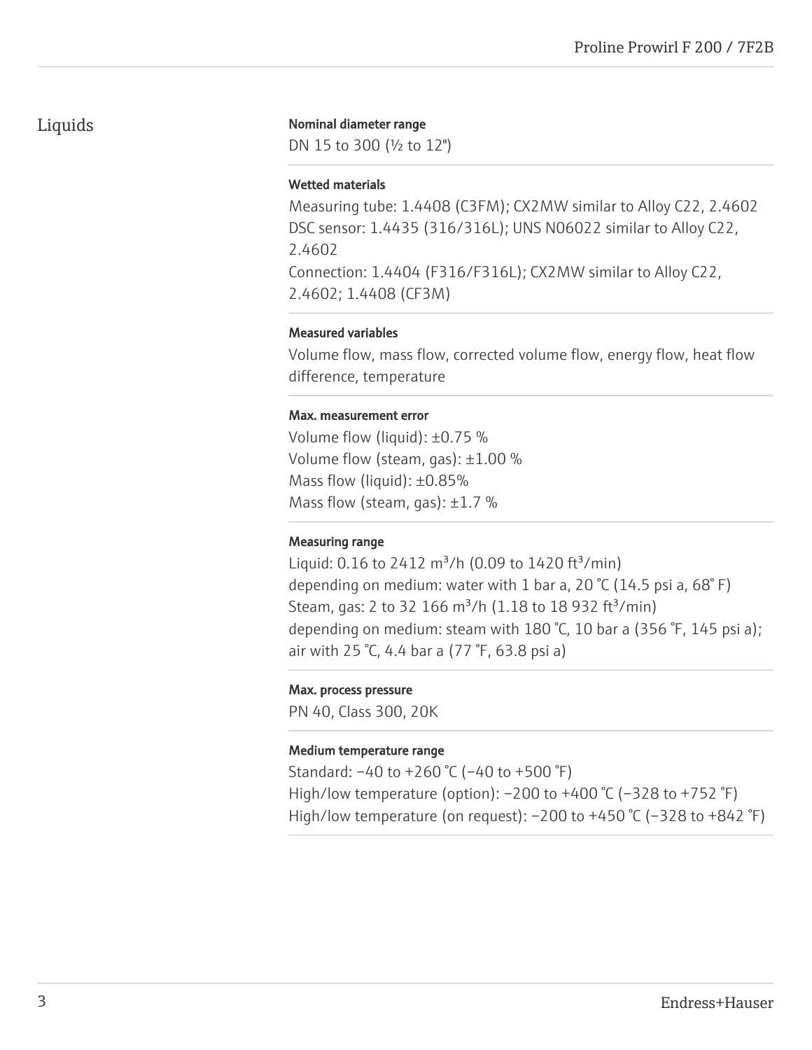# Liquids

#### Nominal diameter range

DN 15 to 300 (½ to 12")

#### Wetted materials

Measuring tube: 1.4408 (C3FM); CX2MW similar to Alloy C22, 2.4602
DSC sensor: 1.4435 (316/316L); UNS N06022 similar to Alloy C22, 2.4602
Connection: 1.4404 (F316/F316L); CX2MW similar to Alloy C22, 2.4602; 1.4408 (CF3M)

#### Measured variables

Volume flow, mass flow, corrected volume flow, energy flow, heat flow difference, temperature

#### Max. measurement error

Volume flow (liquid): ±0.75 %
Volume flow (steam, gas): ±1.00 %
Mass flow (liquid): ±0.85%
Mass flow (steam, gas): ±1.7 %

#### Measuring range

Liquid: 0.16 to 2412 $m^3$/h (0.09 to 1420 $ft^3$/min)
depending on medium: water with 1 bar a, 20 °C (14.5 psi a, 68° F)
Steam, gas: 2 to 32 166 $m^3$/h (1.18 to 18 932 $ft^3$/min)
depending on medium: steam with 180 °C, 10 bar a (356 °F, 145 psi a); air with 25 °C, 4.4 bar a (77 °F, 63.8 psi a)

#### Max. process pressure

PN 40, Class 300, 20K

#### Medium temperature range

Standard: –40 to +260 °C (–40 to +500 °F)
High/low temperature (option): –200 to +400 °C (–328 to +752 °F)
High/low temperature (on request): –200 to +450 °C (–328 to +842 °F)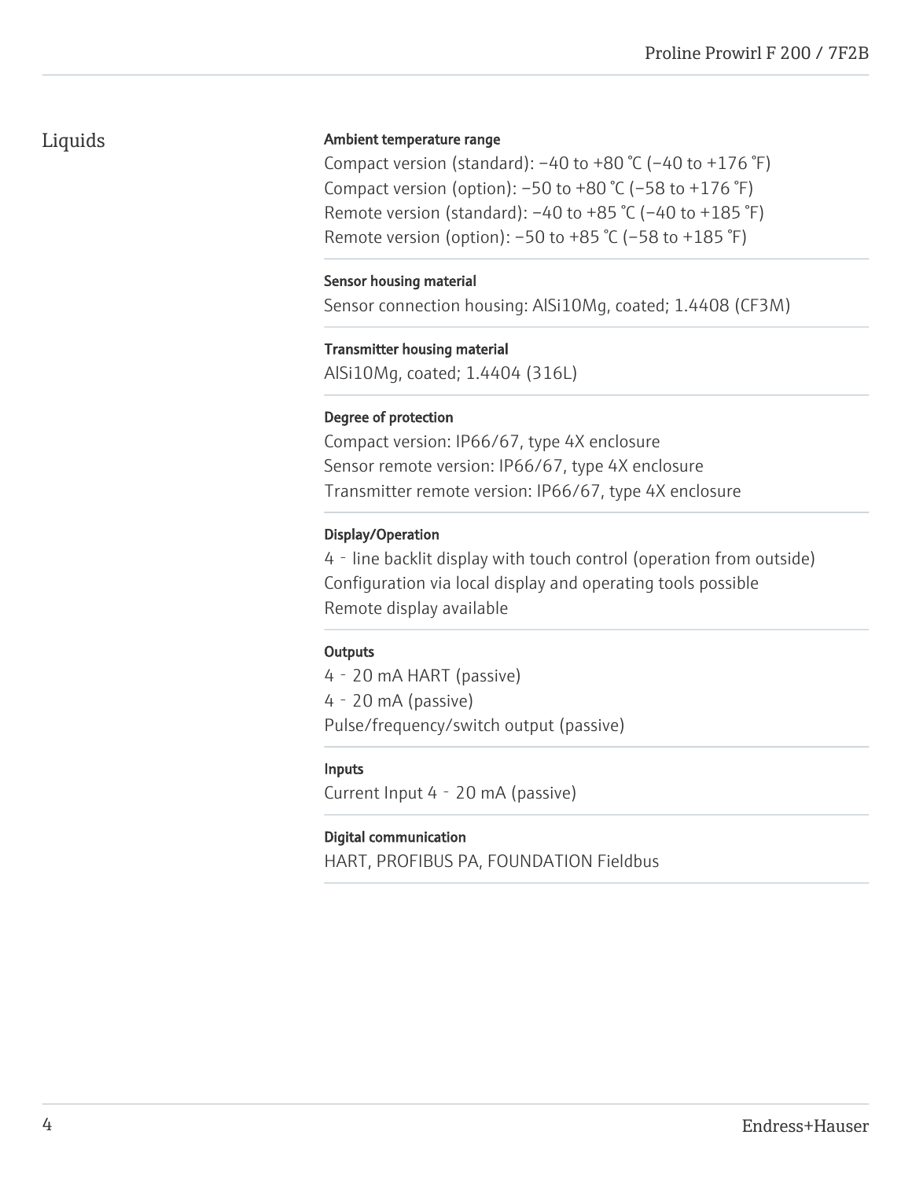## Liquids

#### Ambient temperature range

Compact version (standard): −40 to +80 °C (−40 to +176 °F)
Compact version (option): −50 to +80 °C (−58 to +176 °F)
Remote version (standard): −40 to +85 °C (−40 to +185 °F)
Remote version (option): −50 to +85 °C (−58 to +185 °F)

#### Sensor housing material

Sensor connection housing: AlSi10Mg, coated; 1.4408 (CF3M)

#### Transmitter housing material

AlSi10Mg, coated; 1.4404 (316L)

#### Degree of protection

Compact version: IP66/67, type 4X enclosure
Sensor remote version: IP66/67, type 4X enclosure
Transmitter remote version: IP66/67, type 4X enclosure

#### Display/Operation

4 - line backlit display with touch control (operation from outside)
Configuration via local display and operating tools possible
Remote display available

#### Outputs

4 - 20 mA HART (passive)
4 - 20 mA (passive)
Pulse/frequency/switch output (passive)

#### Inputs

Current Input 4 - 20 mA (passive)

#### Digital communication

HART, PROFIBUS PA, FOUNDATION Fieldbus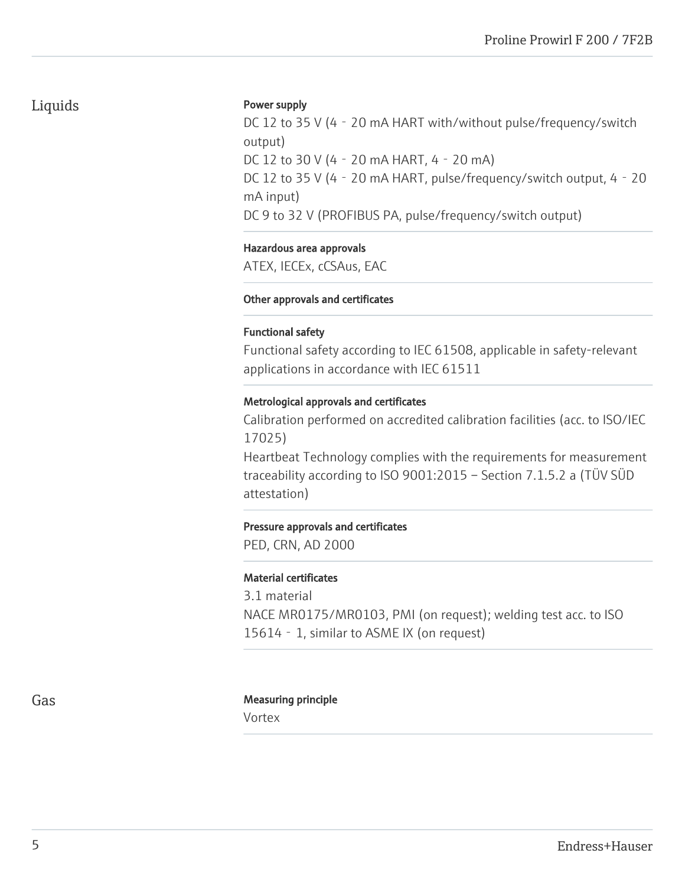## Liquids

**Power supply**

DC 12 to 35 V (4‐20 mA HART with/without pulse/frequency/switch output)
DC 12 to 30 V (4‐20 mA HART, 4‐20 mA)
DC 12 to 35 V (4‐20 mA HART, pulse/frequency/switch output, 4‐20 mA input)
DC 9 to 32 V (PROFIBUS PA, pulse/frequency/switch output)

**Hazardous area approvals**

ATEX, IECEx, cCSAus, EAC

**Other approvals and certificates**

**Functional safety**

Functional safety according to IEC 61508, applicable in safety-relevant applications in accordance with IEC 61511

**Metrological approvals and certificates**

Calibration performed on accredited calibration facilities (acc. to ISO/IEC 17025)
Heartbeat Technology complies with the requirements for measurement traceability according to ISO 9001:2015 – Section 7.1.5.2 a (TÜV SÜD attestation)

**Pressure approvals and certificates**

PED, CRN, AD 2000

**Material certificates**

3.1 material
NACE MR0175/MR0103, PMI (on request); welding test acc. to ISO 15614‐1, similar to ASME IX (on request)

## Gas

**Measuring principle**

Vortex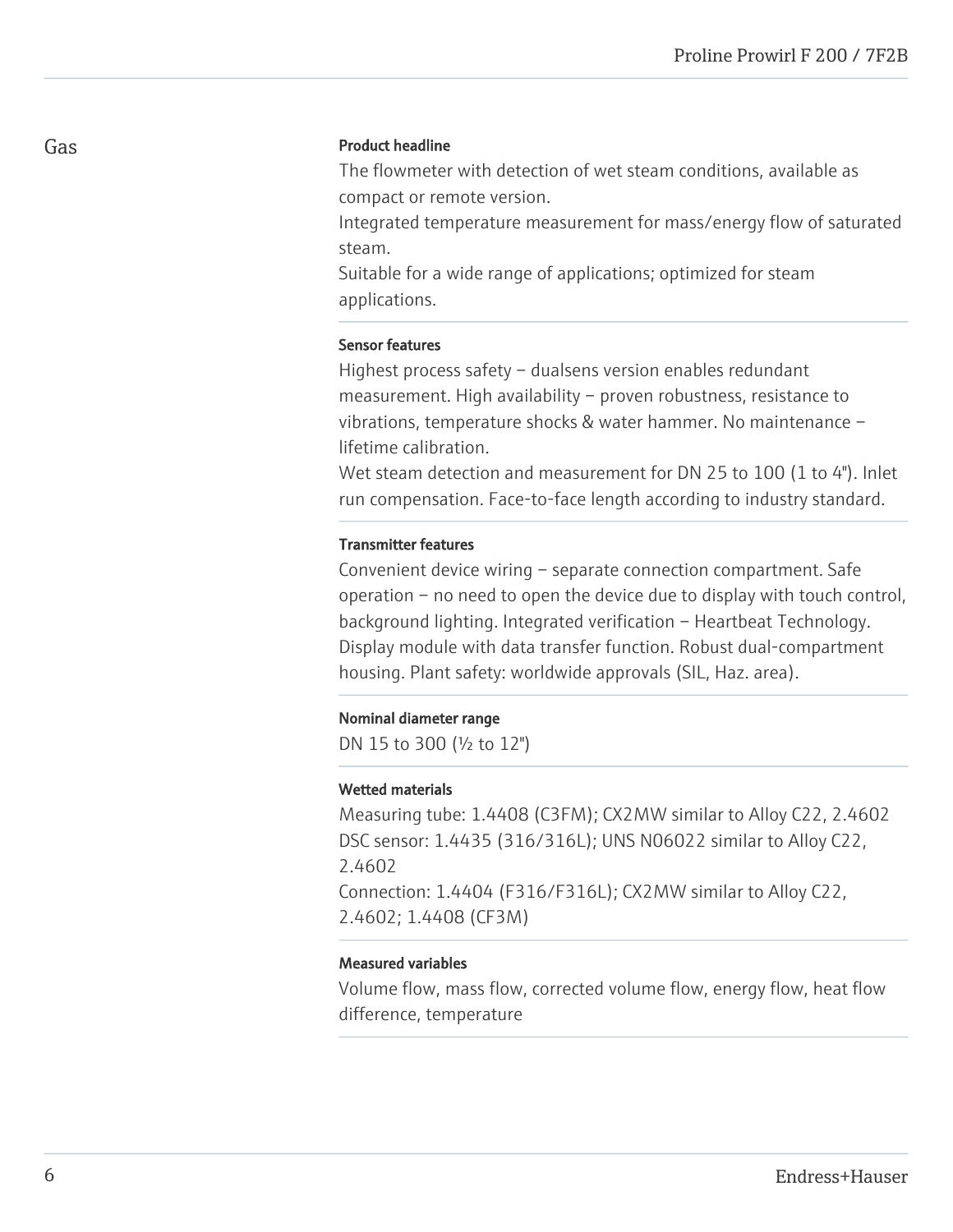## Gas

**Product headline**

The flowmeter with detection of wet steam conditions, available as compact or remote version.
Integrated temperature measurement for mass/energy flow of saturated steam.
Suitable for a wide range of applications; optimized for steam applications.

**Sensor features**

Highest process safety – dualsens version enables redundant measurement. High availability – proven robustness, resistance to vibrations, temperature shocks & water hammer. No maintenance – lifetime calibration.
Wet steam detection and measurement for DN 25 to 100 (1 to 4"). Inlet run compensation. Face-to-face length according to industry standard.

**Transmitter features**

Convenient device wiring – separate connection compartment. Safe operation – no need to open the device due to display with touch control, background lighting. Integrated verification – Heartbeat Technology. Display module with data transfer function. Robust dual-compartment housing. Plant safety: worldwide approvals (SIL, Haz. area).

**Nominal diameter range**

DN 15 to 300 (½ to 12")

**Wetted materials**

Measuring tube: 1.4408 (C3FM); CX2MW similar to Alloy C22, 2.4602
DSC sensor: 1.4435 (316/316L); UNS N06022 similar to Alloy C22, 2.4602
Connection: 1.4404 (F316/F316L); CX2MW similar to Alloy C22, 2.4602; 1.4408 (CF3M)

**Measured variables**

Volume flow, mass flow, corrected volume flow, energy flow, heat flow difference, temperature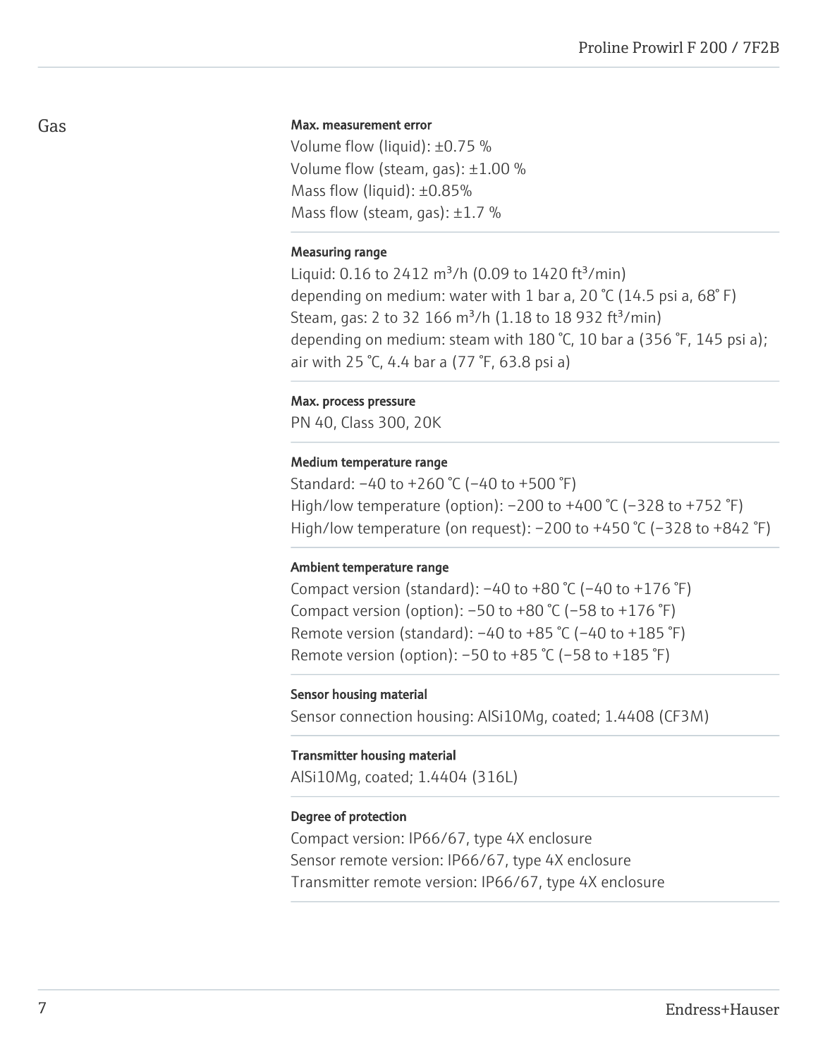## Gas

**Max. measurement error**

Volume flow (liquid): ±0.75 %
Volume flow (steam, gas): ±1.00 %
Mass flow (liquid): ±0.85%
Mass flow (steam, gas): ±1.7 %

**Measuring range**

Liquid: 0.16 to 2412 m³/h (0.09 to 1420 ft³/min)
depending on medium: water with 1 bar a, 20 °C (14.5 psi a, 68° F)
Steam, gas: 2 to 32 166 m³/h (1.18 to 18 932 ft³/min)
depending on medium: steam with 180 °C, 10 bar a (356 °F, 145 psi a);
air with 25 °C, 4.4 bar a (77 °F, 63.8 psi a)

**Max. process pressure**

PN 40, Class 300, 20K

**Medium temperature range**

Standard: −40 to +260 °C (−40 to +500 °F)
High/low temperature (option): −200 to +400 °C (−328 to +752 °F)
High/low temperature (on request): −200 to +450 °C (−328 to +842 °F)

**Ambient temperature range**

Compact version (standard): −40 to +80 °C (−40 to +176 °F)
Compact version (option): −50 to +80 °C (−58 to +176 °F)
Remote version (standard): −40 to +85 °C (−40 to +185 °F)
Remote version (option): −50 to +85 °C (−58 to +185 °F)

**Sensor housing material**

Sensor connection housing: AlSi10Mg, coated; 1.4408 (CF3M)

**Transmitter housing material**

AlSi10Mg, coated; 1.4404 (316L)

**Degree of protection**

Compact version: IP66/67, type 4X enclosure
Sensor remote version: IP66/67, type 4X enclosure
Transmitter remote version: IP66/67, type 4X enclosure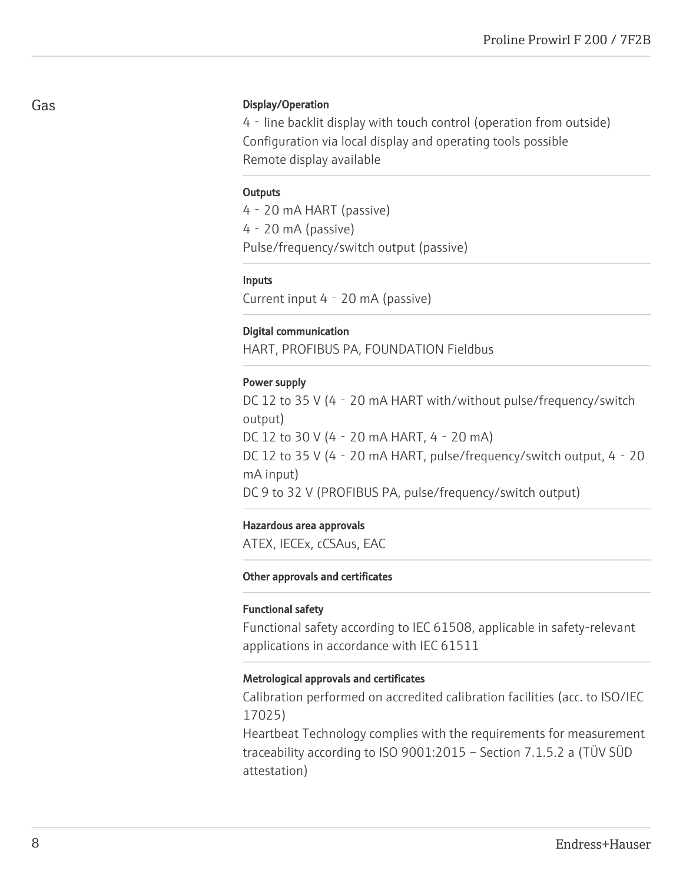## Gas

**Display/Operation**

4 ‐ line backlit display with touch control (operation from outside)
Configuration via local display and operating tools possible
Remote display available

**Outputs**

4 ‐ 20 mA HART (passive)
4 ‐ 20 mA (passive)
Pulse/frequency/switch output (passive)

**Inputs**

Current input 4 ‐ 20 mA (passive)

**Digital communication**

HART, PROFIBUS PA, FOUNDATION Fieldbus

**Power supply**

DC 12 to 35 V (4 ‐ 20 mA HART with/without pulse/frequency/switch output)
DC 12 to 30 V (4 ‐ 20 mA HART, 4 ‐ 20 mA)
DC 12 to 35 V (4 ‐ 20 mA HART, pulse/frequency/switch output, 4 ‐ 20 mA input)
DC 9 to 32 V (PROFIBUS PA, pulse/frequency/switch output)

**Hazardous area approvals**

ATEX, IECEx, cCSAus, EAC

**Other approvals and certificates**

**Functional safety**

Functional safety according to IEC 61508, applicable in safety-relevant applications in accordance with IEC 61511

**Metrological approvals and certificates**

Calibration performed on accredited calibration facilities (acc. to ISO/IEC 17025)
Heartbeat Technology complies with the requirements for measurement traceability according to ISO 9001:2015 – Section 7.1.5.2 a (TÜV SÜD attestation)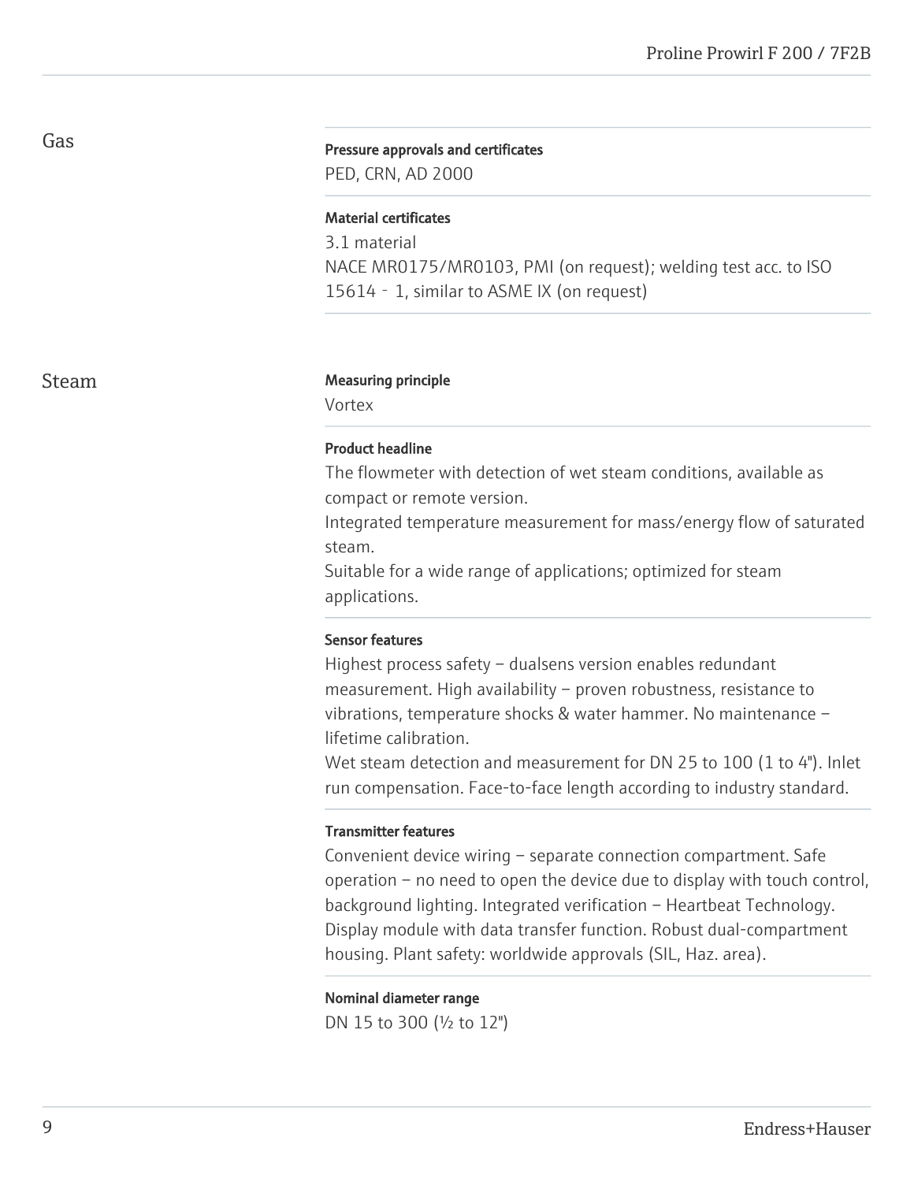## Gas

**Pressure approvals and certificates**

PED, CRN, AD 2000

**Material certificates**

3.1 material
NACE MR0175/MR0103, PMI (on request); welding test acc. to ISO 15614‐1, similar to ASME IX (on request)

## Steam

**Measuring principle**

Vortex

**Product headline**

The flowmeter with detection of wet steam conditions, available as compact or remote version.
Integrated temperature measurement for mass/energy flow of saturated steam.
Suitable for a wide range of applications; optimized for steam applications.

**Sensor features**

Highest process safety – dualsens version enables redundant measurement. High availability – proven robustness, resistance to vibrations, temperature shocks & water hammer. No maintenance – lifetime calibration.
Wet steam detection and measurement for DN 25 to 100 (1 to 4"). Inlet run compensation. Face-to-face length according to industry standard.

**Transmitter features**

Convenient device wiring – separate connection compartment. Safe operation – no need to open the device due to display with touch control, background lighting. Integrated verification – Heartbeat Technology. Display module with data transfer function. Robust dual-compartment housing. Plant safety: worldwide approvals (SIL, Haz. area).

**Nominal diameter range**

DN 15 to 300 (½ to 12")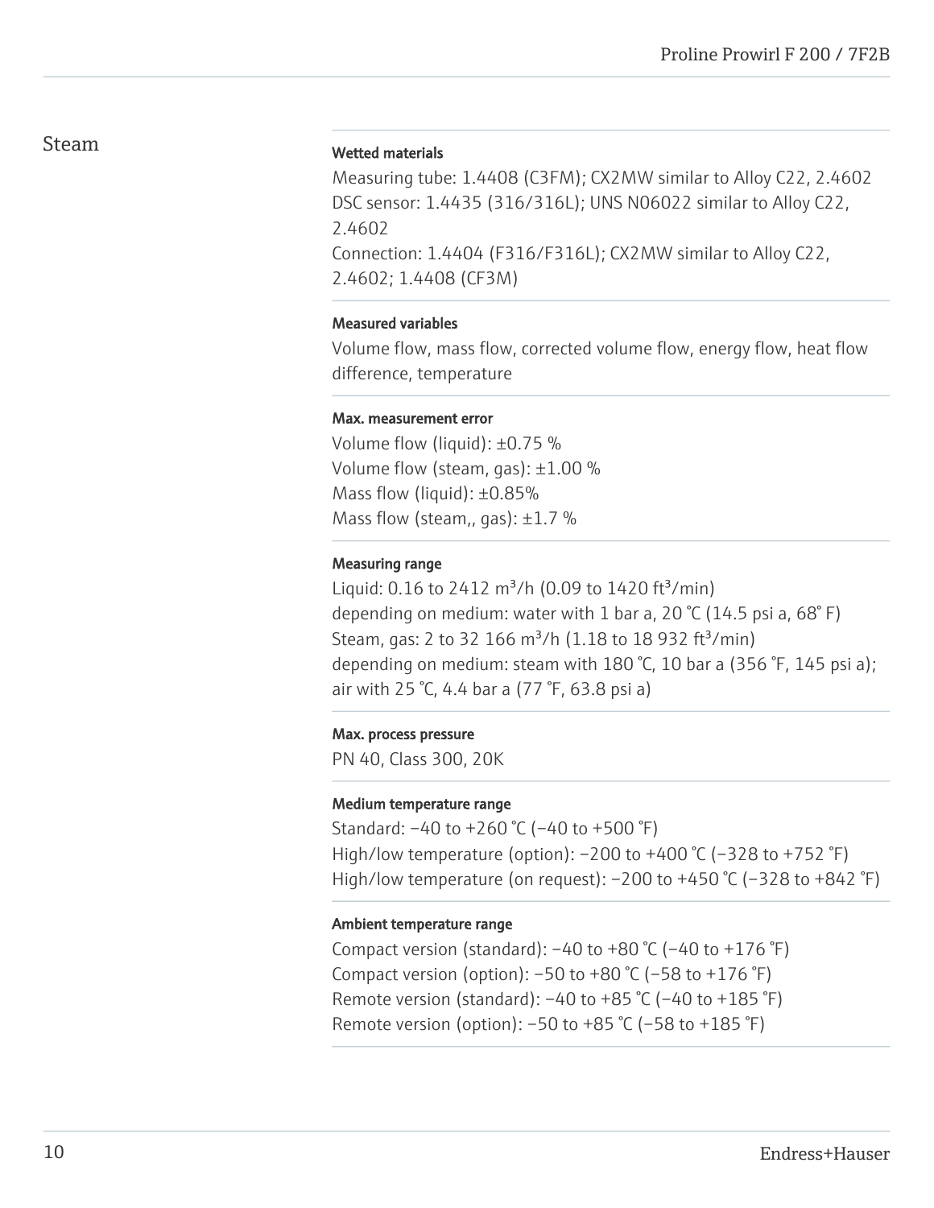## Steam

#### Wetted materials

Measuring tube: 1.4408 (C3FM); CX2MW similar to Alloy C22, 2.4602
DSC sensor: 1.4435 (316/316L); UNS N06022 similar to Alloy C22, 2.4602
Connection: 1.4404 (F316/F316L); CX2MW similar to Alloy C22, 2.4602; 1.4408 (CF3M)

#### Measured variables

Volume flow, mass flow, corrected volume flow, energy flow, heat flow difference, temperature

#### Max. measurement error

Volume flow (liquid): ±0.75 %
Volume flow (steam, gas): ±1.00 %
Mass flow (liquid): ±0.85%
Mass flow (steam,, gas): ±1.7 %

#### Measuring range

Liquid: 0.16 to 2412 m³/h (0.09 to 1420 ft³/min)
depending on medium: water with 1 bar a, 20 °C (14.5 psi a, 68° F)
Steam, gas: 2 to 32 166 m³/h (1.18 to 18 932 ft³/min)
depending on medium: steam with 180 °C, 10 bar a (356 °F, 145 psi a); air with 25 °C, 4.4 bar a (77 °F, 63.8 psi a)

#### Max. process pressure

PN 40, Class 300, 20K

#### Medium temperature range

Standard: –40 to +260 °C (–40 to +500 °F)
High/low temperature (option): –200 to +400 °C (–328 to +752 °F)
High/low temperature (on request): –200 to +450 °C (–328 to +842 °F)

#### Ambient temperature range

Compact version (standard): –40 to +80 °C (–40 to +176 °F)
Compact version (option): –50 to +80 °C (–58 to +176 °F)
Remote version (standard): –40 to +85 °C (–40 to +185 °F)
Remote version (option): –50 to +85 °C (–58 to +185 °F)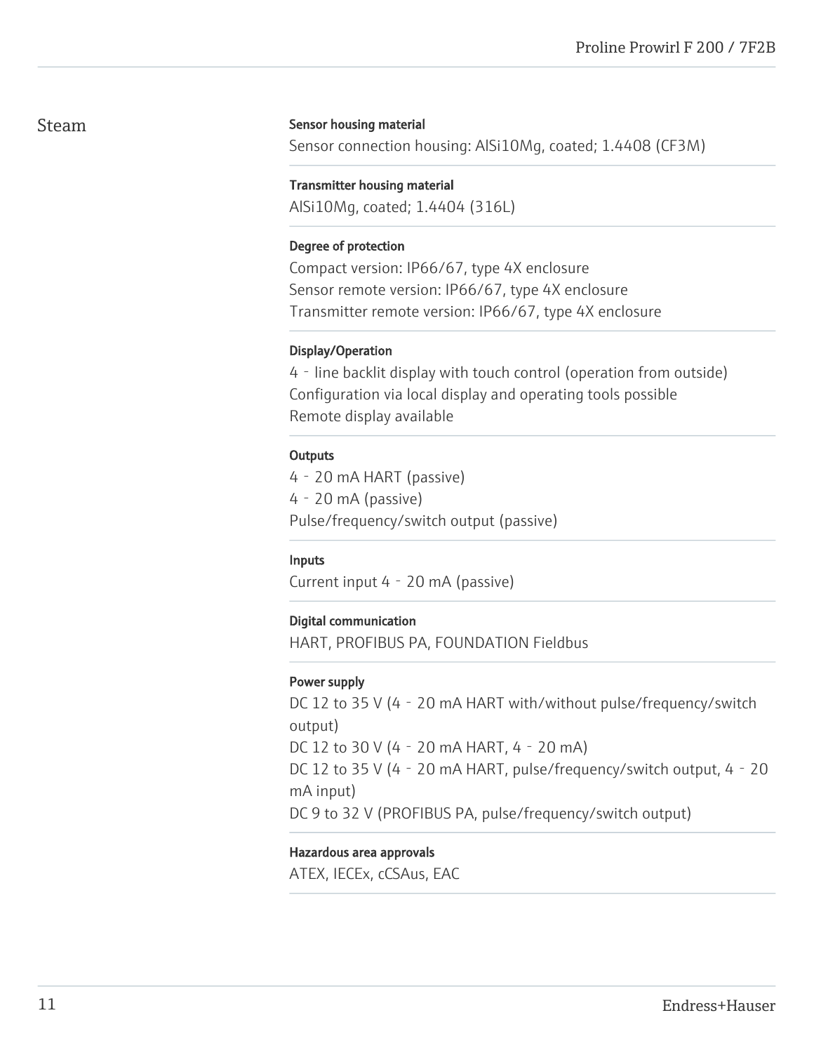## Steam

**Sensor housing material**

Sensor connection housing: AlSi10Mg, coated; 1.4408 (CF3M)

**Transmitter housing material**

AlSi10Mg, coated; 1.4404 (316L)

**Degree of protection**

Compact version: IP66/67, type 4X enclosure
Sensor remote version: IP66/67, type 4X enclosure
Transmitter remote version: IP66/67, type 4X enclosure

**Display/Operation**

4 ‐ line backlit display with touch control (operation from outside)
Configuration via local display and operating tools possible
Remote display available

**Outputs**

4 ‐ 20 mA HART (passive)
4 ‐ 20 mA (passive)
Pulse/frequency/switch output (passive)

**Inputs**

Current input 4 ‐ 20 mA (passive)

**Digital communication**

HART, PROFIBUS PA, FOUNDATION Fieldbus

**Power supply**

DC 12 to 35 V (4 ‐ 20 mA HART with/without pulse/frequency/switch output)
DC 12 to 30 V (4 ‐ 20 mA HART, 4 ‐ 20 mA)
DC 12 to 35 V (4 ‐ 20 mA HART, pulse/frequency/switch output, 4 ‐ 20 mA input)
DC 9 to 32 V (PROFIBUS PA, pulse/frequency/switch output)

**Hazardous area approvals**

ATEX, IECEx, cCSAus, EAC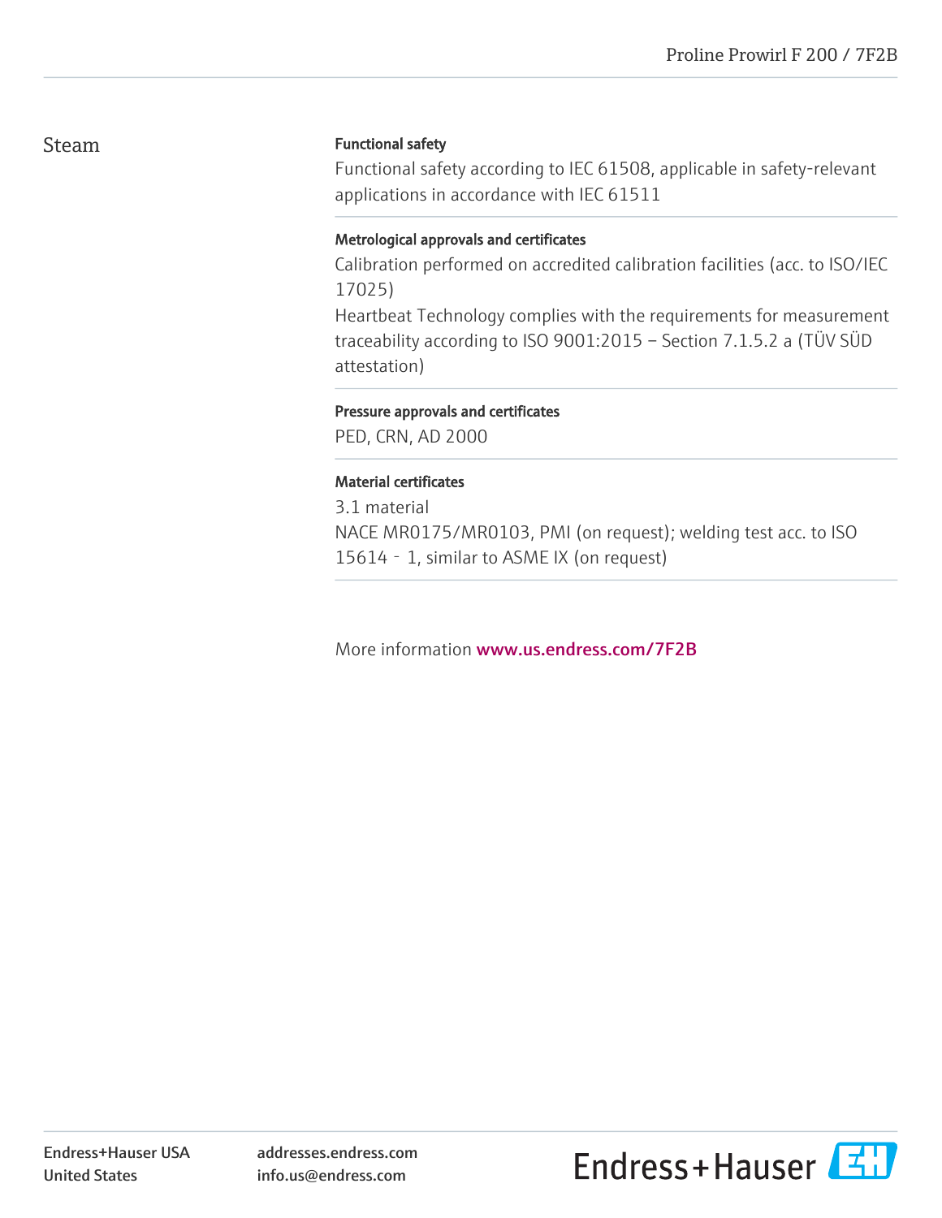## Steam

**Functional safety**

Functional safety according to IEC 61508, applicable in safety-relevant applications in accordance with IEC 61511

**Metrological approvals and certificates**

Calibration performed on accredited calibration facilities (acc. to ISO/IEC 17025)

Heartbeat Technology complies with the requirements for measurement traceability according to ISO 9001:2015 – Section 7.1.5.2 a (TÜV SÜD attestation)

**Pressure approvals and certificates**

PED, CRN, AD 2000

**Material certificates**

3.1 material

NACE MR0175/MR0103, PMI (on request); welding test acc. to ISO 15614 - 1, similar to ASME IX (on request)

More information **www.us.endress.com/7F2B**

Endress+Hauser USA
United States

addresses.endress.com
info.us@endress.com

Endress+Hauser